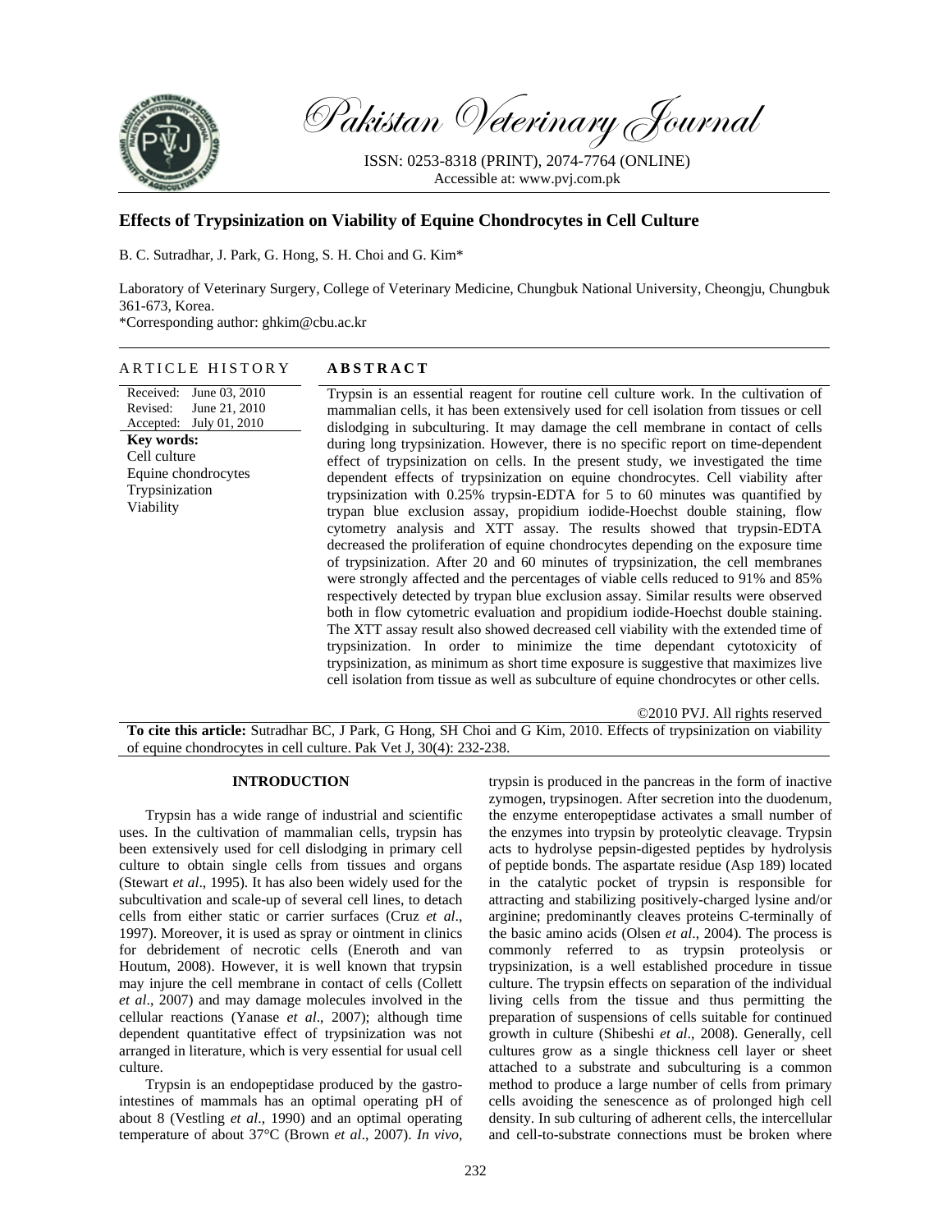# Pakistan Veterinary Journal

ISSN: 0253-8318 (PRINT), 2074-7764 (ONLINE)
Accessible at: www.pvj.com.pk

## Effects of Trypsinization on Viability of Equine Chondrocytes in Cell Culture

B. C. Sutradhar, J. Park, G. Hong, S. H. Choi and G. Kim*

Laboratory of Veterinary Surgery, College of Veterinary Medicine, Chungbuk National University, Cheongju, Chungbuk 361-673, Korea.
*Corresponding author: ghkim@cbu.ac.kr

### ARTICLE HISTORY

Received: June 03, 2010
Revised: June 21, 2010
Accepted: July 01, 2010

**Key words:**
Cell culture
Equine chondrocytes
Trypsinization
Viability

### ABSTRACT

Trypsin is an essential reagent for routine cell culture work. In the cultivation of mammalian cells, it has been extensively used for cell isolation from tissues or cell dislodging in subculturing. It may damage the cell membrane in contact of cells during long trypsinization. However, there is no specific report on time-dependent effect of trypsinization on cells. In the present study, we investigated the time dependent effects of trypsinization on equine chondrocytes. Cell viability after trypsinization with 0.25% trypsin-EDTA for 5 to 60 minutes was quantified by trypan blue exclusion assay, propidium iodide-Hoechst double staining, flow cytometry analysis and XTT assay. The results showed that trypsin-EDTA decreased the proliferation of equine chondrocytes depending on the exposure time of trypsinization. After 20 and 60 minutes of trypsinization, the cell membranes were strongly affected and the percentages of viable cells reduced to 91% and 85% respectively detected by trypan blue exclusion assay. Similar results were observed both in flow cytometric evaluation and propidium iodide-Hoechst double staining. The XTT assay result also showed decreased cell viability with the extended time of trypsinization. In order to minimize the time dependant cytotoxicity of trypsinization, as minimum as short time exposure is suggestive that maximizes live cell isolation from tissue as well as subculture of equine chondrocytes or other cells.

©2010 PVJ. All rights reserved

**To cite this article:** Sutradhar BC, J Park, G Hong, SH Choi and G Kim, 2010. Effects of trypsinization on viability of equine chondrocytes in cell culture. Pak Vet J, 30(4): 232-238.

## INTRODUCTION

Trypsin has a wide range of industrial and scientific uses. In the cultivation of mammalian cells, trypsin has been extensively used for cell dislodging in primary cell culture to obtain single cells from tissues and organs (Stewart *et al*., 1995). It has also been widely used for the subcultivation and scale-up of several cell lines, to detach cells from either static or carrier surfaces (Cruz *et al*., 1997). Moreover, it is used as spray or ointment in clinics for debridement of necrotic cells (Eneroth and van Houtum, 2008). However, it is well known that trypsin may injure the cell membrane in contact of cells (Collett *et al*., 2007) and may damage molecules involved in the cellular reactions (Yanase *et al*., 2007); although time dependent quantitative effect of trypsinization was not arranged in literature, which is very essential for usual cell culture.

Trypsin is an endopeptidase produced by the gastro-intestines of mammals has an optimal operating pH of about 8 (Vestling *et al*., 1990) and an optimal operating temperature of about 37°C (Brown *et al*., 2007). *In vivo*, trypsin is produced in the pancreas in the form of inactive zymogen, trypsinogen. After secretion into the duodenum, the enzyme enteropeptidase activates a small number of the enzymes into trypsin by proteolytic cleavage. Trypsin acts to hydrolyse pepsin-digested peptides by hydrolysis of peptide bonds. The aspartate residue (Asp 189) located in the catalytic pocket of trypsin is responsible for attracting and stabilizing positively-charged lysine and/or arginine; predominantly cleaves proteins C-terminally of the basic amino acids (Olsen *et al*., 2004). The process is commonly referred to as trypsin proteolysis or trypsinization, is a well established procedure in tissue culture. The trypsin effects on separation of the individual living cells from the tissue and thus permitting the preparation of suspensions of cells suitable for continued growth in culture (Shibeshi *et al*., 2008). Generally, cell cultures grow as a single thickness cell layer or sheet attached to a substrate and subculturing is a common method to produce a large number of cells from primary cells avoiding the senescence as of prolonged high cell density. In sub culturing of adherent cells, the intercellular and cell-to-substrate connections must be broken where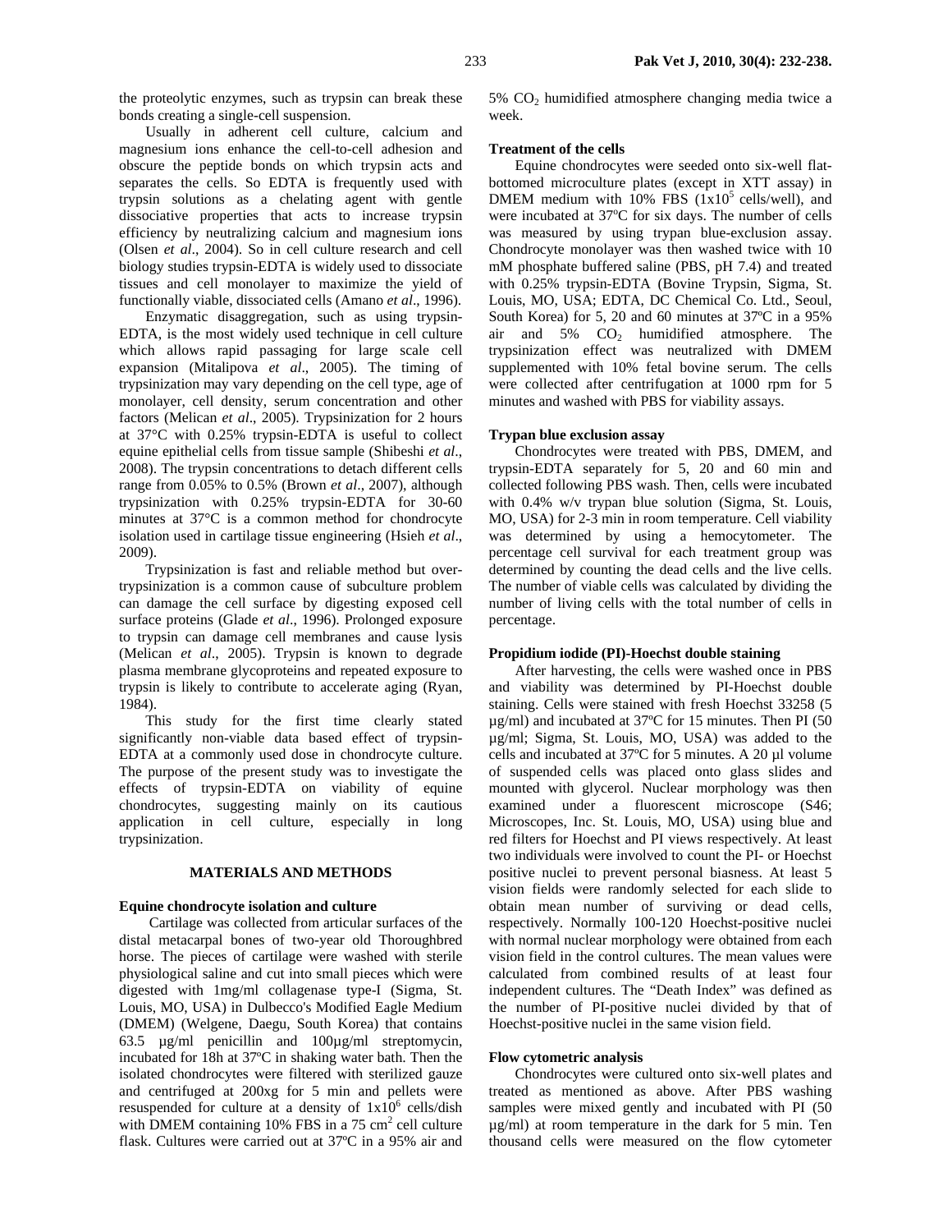the proteolytic enzymes, such as trypsin can break these bonds creating a single-cell suspension.

Usually in adherent cell culture, calcium and magnesium ions enhance the cell-to-cell adhesion and obscure the peptide bonds on which trypsin acts and separates the cells. So EDTA is frequently used with trypsin solutions as a chelating agent with gentle dissociative properties that acts to increase trypsin efficiency by neutralizing calcium and magnesium ions (Olsen *et al*., 2004). So in cell culture research and cell biology studies trypsin-EDTA is widely used to dissociate tissues and cell monolayer to maximize the yield of functionally viable, dissociated cells (Amano *et al*., 1996).

Enzymatic disaggregation, such as using trypsin-EDTA, is the most widely used technique in cell culture which allows rapid passaging for large scale cell expansion (Mitalipova *et al*., 2005). The timing of trypsinization may vary depending on the cell type, age of monolayer, cell density, serum concentration and other factors (Melican *et al*., 2005). Trypsinization for 2 hours at 37°C with 0.25% trypsin-EDTA is useful to collect equine epithelial cells from tissue sample (Shibeshi *et al*., 2008). The trypsin concentrations to detach different cells range from 0.05% to 0.5% (Brown *et al*., 2007), although trypsinization with 0.25% trypsin-EDTA for 30-60 minutes at 37°C is a common method for chondrocyte isolation used in cartilage tissue engineering (Hsieh *et al*., 2009).

Trypsinization is fast and reliable method but over-trypsinization is a common cause of subculture problem can damage the cell surface by digesting exposed cell surface proteins (Glade *et al*., 1996). Prolonged exposure to trypsin can damage cell membranes and cause lysis (Melican *et al*., 2005). Trypsin is known to degrade plasma membrane glycoproteins and repeated exposure to trypsin is likely to contribute to accelerate aging (Ryan, 1984).

This study for the first time clearly stated significantly non-viable data based effect of trypsin-EDTA at a commonly used dose in chondrocyte culture. The purpose of the present study was to investigate the effects of trypsin-EDTA on viability of equine chondrocytes, suggesting mainly on its cautious application in cell culture, especially in long trypsinization.

## MATERIALS AND METHODS

### Equine chondrocyte isolation and culture

Cartilage was collected from articular surfaces of the distal metacarpal bones of two-year old Thoroughbred horse. The pieces of cartilage were washed with sterile physiological saline and cut into small pieces which were digested with 1mg/ml collagenase type-I (Sigma, St. Louis, MO, USA) in Dulbecco's Modified Eagle Medium (DMEM) (Welgene, Daegu, South Korea) that contains 63.5 µg/ml penicillin and 100µg/ml streptomycin, incubated for 18h at 37ºC in shaking water bath. Then the isolated chondrocytes were filtered with sterilized gauze and centrifuged at 200xg for 5 min and pellets were resuspended for culture at a density of $1x10^6$ cells/dish with DMEM containing 10% FBS in a 75 $cm^2$ cell culture flask. Cultures were carried out at 37ºC in a 95% air and 5% $CO_2$ humidified atmosphere changing media twice a week.

### Treatment of the cells

Equine chondrocytes were seeded onto six-well flat-bottomed microculture plates (except in XTT assay) in DMEM medium with 10% FBS ($1x10^5$ cells/well), and were incubated at 37ºC for six days. The number of cells was measured by using trypan blue-exclusion assay. Chondrocyte monolayer was then washed twice with 10 mM phosphate buffered saline (PBS, pH 7.4) and treated with 0.25% trypsin-EDTA (Bovine Trypsin, Sigma, St. Louis, MO, USA; EDTA, DC Chemical Co. Ltd., Seoul, South Korea) for 5, 20 and 60 minutes at 37ºC in a 95% air and 5% $CO_2$ humidified atmosphere. The trypsinization effect was neutralized with DMEM supplemented with 10% fetal bovine serum. The cells were collected after centrifugation at 1000 rpm for 5 minutes and washed with PBS for viability assays.

### Trypan blue exclusion assay

Chondrocytes were treated with PBS, DMEM, and trypsin-EDTA separately for 5, 20 and 60 min and collected following PBS wash. Then, cells were incubated with 0.4% w/v trypan blue solution (Sigma, St. Louis, MO, USA) for 2-3 min in room temperature. Cell viability was determined by using a hemocytometer. The percentage cell survival for each treatment group was determined by counting the dead cells and the live cells. The number of viable cells was calculated by dividing the number of living cells with the total number of cells in percentage.

### Propidium iodide (PI)-Hoechst double staining

After harvesting, the cells were washed once in PBS and viability was determined by PI-Hoechst double staining. Cells were stained with fresh Hoechst 33258 (5 µg/ml) and incubated at 37ºC for 15 minutes. Then PI (50 µg/ml; Sigma, St. Louis, MO, USA) was added to the cells and incubated at 37ºC for 5 minutes. A 20 µl volume of suspended cells was placed onto glass slides and mounted with glycerol. Nuclear morphology was then examined under a fluorescent microscope (S46; Microscopes, Inc. St. Louis, MO, USA) using blue and red filters for Hoechst and PI views respectively. At least two individuals were involved to count the PI- or Hoechst positive nuclei to prevent personal biasness. At least 5 vision fields were randomly selected for each slide to obtain mean number of surviving or dead cells, respectively. Normally 100-120 Hoechst-positive nuclei with normal nuclear morphology were obtained from each vision field in the control cultures. The mean values were calculated from combined results of at least four independent cultures. The "Death Index" was defined as the number of PI-positive nuclei divided by that of Hoechst-positive nuclei in the same vision field.

### Flow cytometric analysis

Chondrocytes were cultured onto six-well plates and treated as mentioned as above. After PBS washing samples were mixed gently and incubated with PI (50 µg/ml) at room temperature in the dark for 5 min. Ten thousand cells were measured on the flow cytometer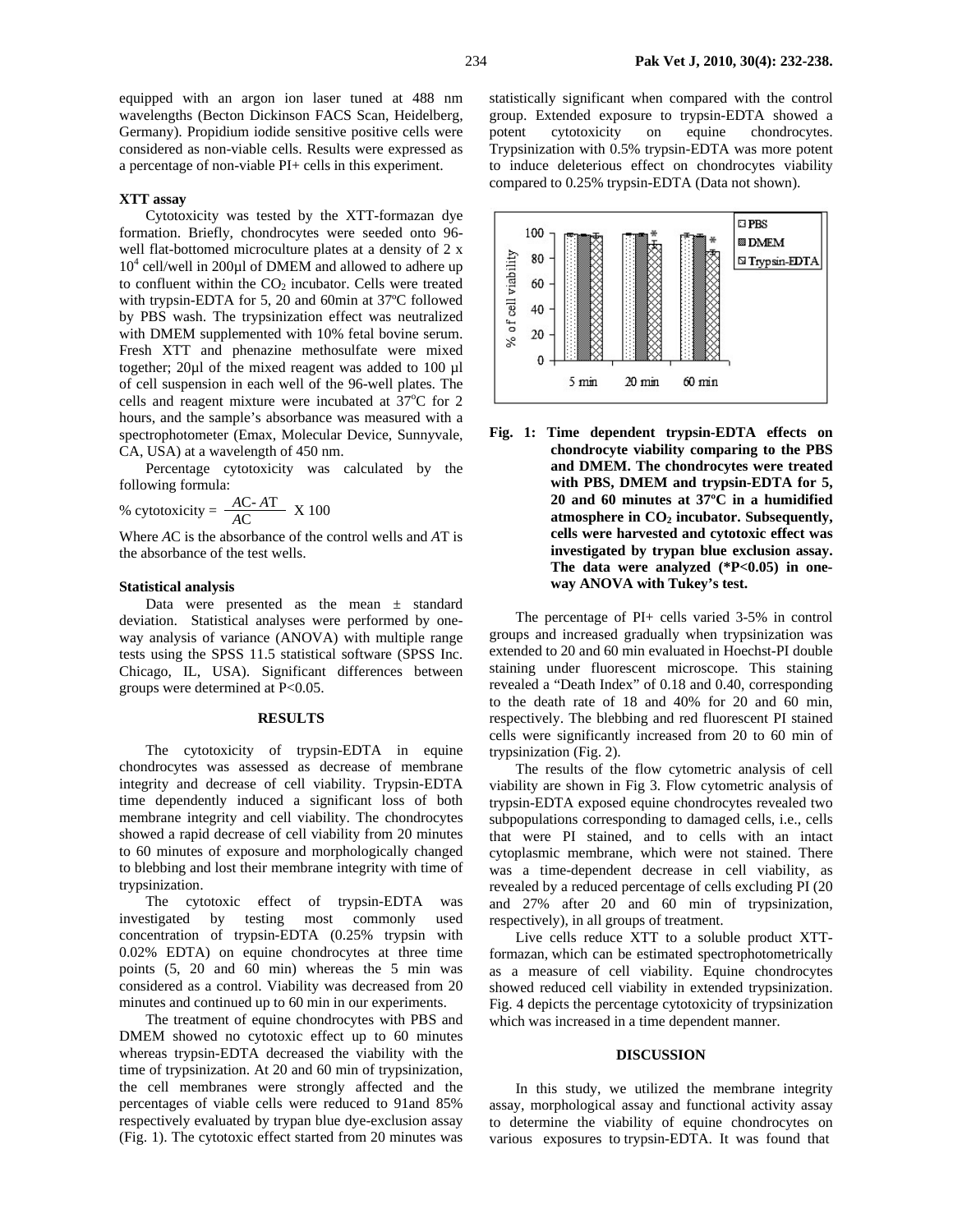equipped with an argon ion laser tuned at 488 nm wavelengths (Becton Dickinson FACS Scan, Heidelberg, Germany). Propidium iodide sensitive positive cells were considered as non-viable cells. Results were expressed as a percentage of non-viable PI+ cells in this experiment.

### XTT assay

Cytotoxicity was tested by the XTT-formazan dye formation. Briefly, chondrocytes were seeded onto 96-well flat-bottomed microculture plates at a density of 2 x $10^4$ cell/well in 200µl of DMEM and allowed to adhere up to confluent within the $CO_2$ incubator. Cells were treated with trypsin-EDTA for 5, 20 and 60min at 37ºC followed by PBS wash. The trypsinization effect was neutralized with DMEM supplemented with 10% fetal bovine serum. Fresh XTT and phenazine methosulfate were mixed together; 20µl of the mixed reagent was added to 100 µl of cell suspension in each well of the 96-well plates. The cells and reagent mixture were incubated at 37ºC for 2 hours, and the sample's absorbance was measured with a spectrophotometer (Emax, Molecular Device, Sunnyvale, CA, USA) at a wavelength of 450 nm.

Percentage cytotoxicity was calculated by the following formula:

$$\% \text{ cytotoxicity} = \frac{AC - AT}{AC} \times 100$$

Where *A*C is the absorbance of the control wells and *A*T is the absorbance of the test wells.

### Statistical analysis

Data were presented as the mean ± standard deviation. Statistical analyses were performed by one-way analysis of variance (ANOVA) with multiple range tests using the SPSS 11.5 statistical software (SPSS Inc. Chicago, IL, USA). Significant differences between groups were determined at $P<0.05$.

## RESULTS

The cytotoxicity of trypsin-EDTA in equine chondrocytes was assessed as decrease of membrane integrity and decrease of cell viability. Trypsin-EDTA time dependently induced a significant loss of both membrane integrity and cell viability. The chondrocytes showed a rapid decrease of cell viability from 20 minutes to 60 minutes of exposure and morphologically changed to blebbing and lost their membrane integrity with time of trypsinization.

The cytotoxic effect of trypsin-EDTA was investigated by testing most commonly used concentration of trypsin-EDTA (0.25% trypsin with 0.02% EDTA) on equine chondrocytes at three time points (5, 20 and 60 min) whereas the 5 min was considered as a control. Viability was decreased from 20 minutes and continued up to 60 min in our experiments.

The treatment of equine chondrocytes with PBS and DMEM showed no cytotoxic effect up to 60 minutes whereas trypsin-EDTA decreased the viability with the time of trypsinization. At 20 and 60 min of trypsinization, the cell membranes were strongly affected and the percentages of viable cells were reduced to 91and 85% respectively evaluated by trypan blue dye-exclusion assay (Fig. 1). The cytotoxic effect started from 20 minutes was statistically significant when compared with the control group. Extended exposure to trypsin-EDTA showed a potent cytotoxicity on equine chondrocytes. Trypsinization with 0.5% trypsin-EDTA was more potent to induce deleterious effect on chondrocytes viability compared to 0.25% trypsin-EDTA (Data not shown).

**Fig. 1: Time dependent trypsin-EDTA effects on chondrocyte viability comparing to the PBS and DMEM. The chondrocytes were treated with PBS, DMEM and trypsin-EDTA for 5, 20 and 60 minutes at 37ºC in a humidified atmosphere in $CO_2$ incubator. Subsequently, cells were harvested and cytotoxic effect was investigated by trypan blue exclusion assay. The data were analyzed (*$P<0.05$) in one-way ANOVA with Tukey's test.**

The percentage of PI+ cells varied 3-5% in control groups and increased gradually when trypsinization was extended to 20 and 60 min evaluated in Hoechst-PI double staining under fluorescent microscope. This staining revealed a "Death Index" of 0.18 and 0.40, corresponding to the death rate of 18 and 40% for 20 and 60 min, respectively. The blebbing and red fluorescent PI stained cells were significantly increased from 20 to 60 min of trypsinization (Fig. 2).

The results of the flow cytometric analysis of cell viability are shown in Fig 3. Flow cytometric analysis of trypsin-EDTA exposed equine chondrocytes revealed two subpopulations corresponding to damaged cells, i.e., cells that were PI stained, and to cells with an intact cytoplasmic membrane, which were not stained. There was a time-dependent decrease in cell viability, as revealed by a reduced percentage of cells excluding PI (20 and 27% after 20 and 60 min of trypsinization, respectively), in all groups of treatment.

Live cells reduce XTT to a soluble product XTT-formazan, which can be estimated spectrophotometrically as a measure of cell viability. Equine chondrocytes showed reduced cell viability in extended trypsinization. Fig. 4 depicts the percentage cytotoxicity of trypsinization which was increased in a time dependent manner.

## DISCUSSION

In this study, we utilized the membrane integrity assay, morphological assay and functional activity assay to determine the viability of equine chondrocytes on various exposures to trypsin-EDTA. It was found that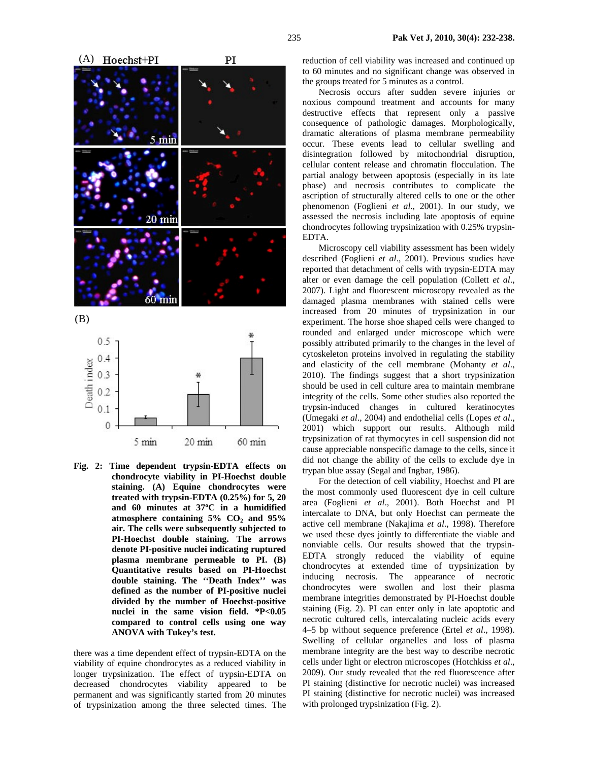Fig. 2: **Time dependent trypsin-EDTA effects on chondrocyte viability in PI-Hoechst double staining. (A) Equine chondrocytes were treated with trypsin-EDTA (0.25%) for 5, 20 and 60 minutes at 37ºC in a humidified atmosphere containing 5% $CO_2$ and 95% air. The cells were subsequently subjected to PI-Hoechst double staining. The arrows denote PI-positive nuclei indicating ruptured plasma membrane permeable to PI. (B) Quantitative results based on PI-Hoechst double staining. The ''Death Index'' was defined as the number of PI-positive nuclei divided by the number of Hoechst-positive nuclei in the same vision field. *P<0.05 compared to control cells using one way ANOVA with Tukey's test.**

there was a time dependent effect of trypsin-EDTA on the viability of equine chondrocytes as a reduced viability in longer trypsinization. The effect of trypsin-EDTA on decreased chondrocytes viability appeared to be permanent and was significantly started from 20 minutes of trypsinization among the three selected times. The reduction of cell viability was increased and continued up to 60 minutes and no significant change was observed in the groups treated for 5 minutes as a control.

Necrosis occurs after sudden severe injuries or noxious compound treatment and accounts for many destructive effects that represent only a passive consequence of pathologic damages. Morphologically, dramatic alterations of plasma membrane permeability occur. These events lead to cellular swelling and disintegration followed by mitochondrial disruption, cellular content release and chromatin flocculation. The partial analogy between apoptosis (especially in its late phase) and necrosis contributes to complicate the ascription of structurally altered cells to one or the other phenomenon (Foglieni *et al*., 2001). In our study, we assessed the necrosis including late apoptosis of equine chondrocytes following trypsinization with 0.25% trypsin-EDTA.

Microscopy cell viability assessment has been widely described (Foglieni *et al*., 2001). Previous studies have reported that detachment of cells with trypsin-EDTA may alter or even damage the cell population (Collett *et al*., 2007). Light and fluorescent microscopy revealed as the damaged plasma membranes with stained cells were increased from 20 minutes of trypsinization in our experiment. The horse shoe shaped cells were changed to rounded and enlarged under microscope which were possibly attributed primarily to the changes in the level of cytoskeleton proteins involved in regulating the stability and elasticity of the cell membrane (Mohanty *et al*., 2010). The findings suggest that a short trypsinization should be used in cell culture area to maintain membrane integrity of the cells. Some other studies also reported the trypsin-induced changes in cultured keratinocytes (Umegaki *et al*., 2004) and endothelial cells (Lopes *et al*., 2001) which support our results. Although mild trypsinization of rat thymocytes in cell suspension did not cause appreciable nonspecific damage to the cells, since it did not change the ability of the cells to exclude dye in trypan blue assay (Segal and Ingbar, 1986).

For the detection of cell viability, Hoechst and PI are the most commonly used fluorescent dye in cell culture area (Foglieni *et al*., 2001). Both Hoechst and PI intercalate to DNA, but only Hoechst can permeate the active cell membrane (Nakajima *et al*., 1998). Therefore we used these dyes jointly to differentiate the viable and nonviable cells. Our results showed that the trypsin-EDTA strongly reduced the viability of equine chondrocytes at extended time of trypsinization by inducing necrosis. The appearance of necrotic chondrocytes were swollen and lost their plasma membrane integrities demonstrated by PI-Hoechst double staining (Fig. 2). PI can enter only in late apoptotic and necrotic cultured cells, intercalating nucleic acids every 4–5 bp without sequence preference (Ertel *et al*., 1998). Swelling of cellular organelles and loss of plasma membrane integrity are the best way to describe necrotic cells under light or electron microscopes (Hotchkiss *et al*., 2009). Our study revealed that the red fluorescence after PI staining (distinctive for necrotic nuclei) was increased PI staining (distinctive for necrotic nuclei) was increased with prolonged trypsinization (Fig. 2).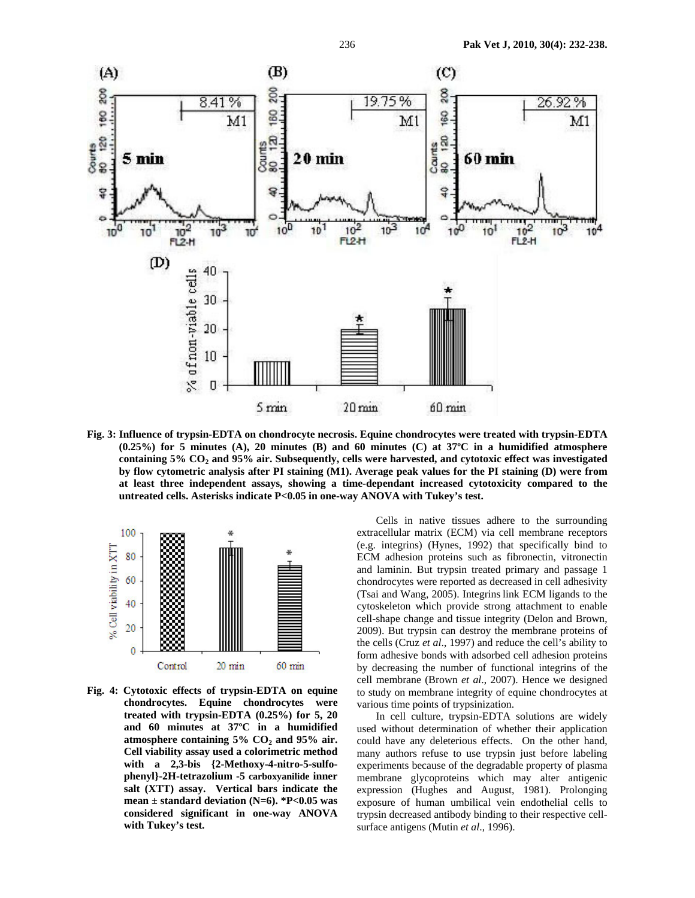**Fig. 3: Influence of trypsin-EDTA on chondrocyte necrosis. Equine chondrocytes were treated with trypsin-EDTA (0.25%) for 5 minutes (A), 20 minutes (B) and 60 minutes (C) at 37ºC in a humidified atmosphere containing 5% $CO_2$ and 95% air. Subsequently, cells were harvested, and cytotoxic effect was investigated by flow cytometric analysis after PI staining (M1). Average peak values for the PI staining (D) were from at least three independent assays, showing a time-dependant increased cytotoxicity compared to the untreated cells. Asterisks indicate P<0.05 in one-way ANOVA with Tukey's test.**

**Fig. 4: Cytotoxic effects of trypsin-EDTA on equine chondrocytes. Equine chondrocytes were treated with trypsin-EDTA (0.25%) for 5, 20 and 60 minutes at 37ºC in a humidified atmosphere containing 5% $CO_2$ and 95% air. Cell viability assay used a colorimetric method with a 2,3-bis {2-Methoxy-4-nitro-5-sulfo-phenyl}-2H-tetrazolium -5 carboxyanilide inner salt (XTT) assay. Vertical bars indicate the mean ± standard deviation (N=6). *P<0.05 was considered significant in one-way ANOVA with Tukey's test.**

Cells in native tissues adhere to the surrounding extracellular matrix (ECM) via cell membrane receptors (e.g. integrins) (Hynes, 1992) that specifically bind to ECM adhesion proteins such as fibronectin, vitronectin and laminin. But trypsin treated primary and passage 1 chondrocytes were reported as decreased in cell adhesivity (Tsai and Wang, 2005). Integrins link ECM ligands to the cytoskeleton which provide strong attachment to enable cell-shape change and tissue integrity (Delon and Brown, 2009). But trypsin can destroy the membrane proteins of the cells (Cruz *et al*., 1997) and reduce the cell's ability to form adhesive bonds with adsorbed cell adhesion proteins by decreasing the number of functional integrins of the cell membrane (Brown *et al*., 2007). Hence we designed to study on membrane integrity of equine chondrocytes at various time points of trypsinization.

In cell culture, trypsin-EDTA solutions are widely used without determination of whether their application could have any deleterious effects. On the other hand, many authors refuse to use trypsin just before labeling experiments because of the degradable property of plasma membrane glycoproteins which may alter antigenic expression (Hughes and August, 1981). Prolonging exposure of human umbilical vein endothelial cells to trypsin decreased antibody binding to their respective cell-surface antigens (Mutin *et al*., 1996).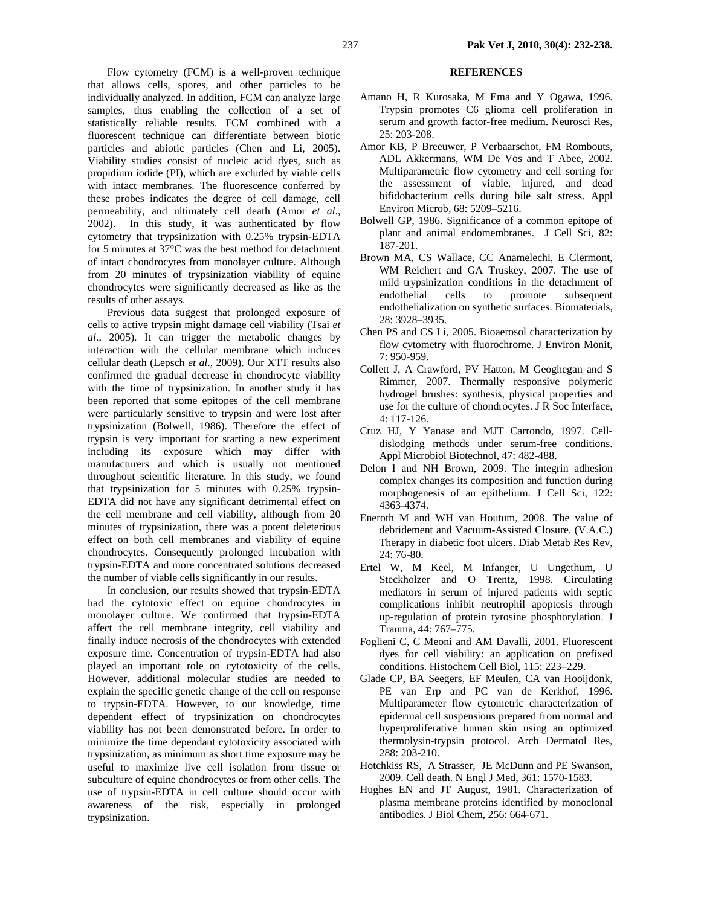Flow cytometry (FCM) is a well-proven technique that allows cells, spores, and other particles to be individually analyzed. In addition, FCM can analyze large samples, thus enabling the collection of a set of statistically reliable results. FCM combined with a fluorescent technique can differentiate between biotic particles and abiotic particles (Chen and Li, 2005). Viability studies consist of nucleic acid dyes, such as propidium iodide (PI), which are excluded by viable cells with intact membranes. The fluorescence conferred by these probes indicates the degree of cell damage, cell permeability, and ultimately cell death (Amor *et al*., 2002). In this study, it was authenticated by flow cytometry that trypsinization with 0.25% trypsin-EDTA for 5 minutes at 37°C was the best method for detachment of intact chondrocytes from monolayer culture. Although from 20 minutes of trypsinization viability of equine chondrocytes were significantly decreased as like as the results of other assays.

Previous data suggest that prolonged exposure of cells to active trypsin might damage cell viability (Tsai *et al*., 2005). It can trigger the metabolic changes by interaction with the cellular membrane which induces cellular death (Lepsch *et al*., 2009). Our XTT results also confirmed the gradual decrease in chondrocyte viability with the time of trypsinization. In another study it has been reported that some epitopes of the cell membrane were particularly sensitive to trypsin and were lost after trypsinization (Bolwell, 1986). Therefore the effect of trypsin is very important for starting a new experiment including its exposure which may differ with manufacturers and which is usually not mentioned throughout scientific literature. In this study, we found that trypsinization for 5 minutes with 0.25% trypsin-EDTA did not have any significant detrimental effect on the cell membrane and cell viability, although from 20 minutes of trypsinization, there was a potent deleterious effect on both cell membranes and viability of equine chondrocytes. Consequently prolonged incubation with trypsin-EDTA and more concentrated solutions decreased the number of viable cells significantly in our results.

In conclusion, our results showed that trypsin-EDTA had the cytotoxic effect on equine chondrocytes in monolayer culture. We confirmed that trypsin-EDTA affect the cell membrane integrity, cell viability and finally induce necrosis of the chondrocytes with extended exposure time. Concentration of trypsin-EDTA had also played an important role on cytotoxicity of the cells. However, additional molecular studies are needed to explain the specific genetic change of the cell on response to trypsin-EDTA. However, to our knowledge, time dependent effect of trypsinization on chondrocytes viability has not been demonstrated before. In order to minimize the time dependant cytotoxicity associated with trypsinization, as minimum as short time exposure may be useful to maximize live cell isolation from tissue or subculture of equine chondrocytes or from other cells. The use of trypsin-EDTA in cell culture should occur with awareness of the risk, especially in prolonged trypsinization.

## REFERENCES

Amano H, R Kurosaka, M Ema and Y Ogawa, 1996. Trypsin promotes C6 glioma cell proliferation in serum and growth factor-free medium. Neurosci Res, 25: 203-208.

Amor KB, P Breeuwer, P Verbaarschot, FM Rombouts, ADL Akkermans, WM De Vos and T Abee, 2002. Multiparametric flow cytometry and cell sorting for the assessment of viable, injured, and dead bifidobacterium cells during bile salt stress. Appl Environ Microb, 68: 5209–5216.

Bolwell GP, 1986. Significance of a common epitope of plant and animal endomembranes. J Cell Sci, 82: 187-201.

Brown MA, CS Wallace, CC Anamelechi, E Clermont, WM Reichert and GA Truskey, 2007. The use of mild trypsinization conditions in the detachment of endothelial cells to promote subsequent endothelialization on synthetic surfaces. Biomaterials, 28: 3928–3935.

Chen PS and CS Li, 2005. Bioaerosol characterization by flow cytometry with fluorochrome. J Environ Monit, 7: 950-959.

Collett J, A Crawford, PV Hatton, M Geoghegan and S Rimmer, 2007. Thermally responsive polymeric hydrogel brushes: synthesis, physical properties and use for the culture of chondrocytes. J R Soc Interface, 4: 117-126.

Cruz HJ, Y Yanase and MJT Carrondo, 1997. Cell-dislodging methods under serum-free conditions. Appl Microbiol Biotechnol, 47: 482-488.

Delon I and NH Brown, 2009. The integrin adhesion complex changes its composition and function during morphogenesis of an epithelium. J Cell Sci, 122: 4363-4374.

Eneroth M and WH van Houtum, 2008. The value of debridement and Vacuum-Assisted Closure. (V.A.C.) Therapy in diabetic foot ulcers. Diab Metab Res Rev, 24: 76-80.

Ertel W, M Keel, M Infanger, U Ungethum, U Steckholzer and O Trentz, 1998. Circulating mediators in serum of injured patients with septic complications inhibit neutrophil apoptosis through up-regulation of protein tyrosine phosphorylation. J Trauma, 44: 767–775.

Foglieni C, C Meoni and AM Davalli, 2001. Fluorescent dyes for cell viability: an application on prefixed conditions. Histochem Cell Biol, 115: 223–229.

Glade CP, BA Seegers, EF Meulen, CA van Hooijdonk, PE van Erp and PC van de Kerkhof, 1996. Multiparameter flow cytometric characterization of epidermal cell suspensions prepared from normal and hyperproliferative human skin using an optimized thermolysin-trypsin protocol. Arch Dermatol Res, 288: 203-210.

Hotchkiss RS, A Strasser, JE McDunn and PE Swanson, 2009. Cell death. N Engl J Med, 361: 1570-1583.

Hughes EN and JT August, 1981. Characterization of plasma membrane proteins identified by monoclonal antibodies. J Biol Chem, 256: 664-671.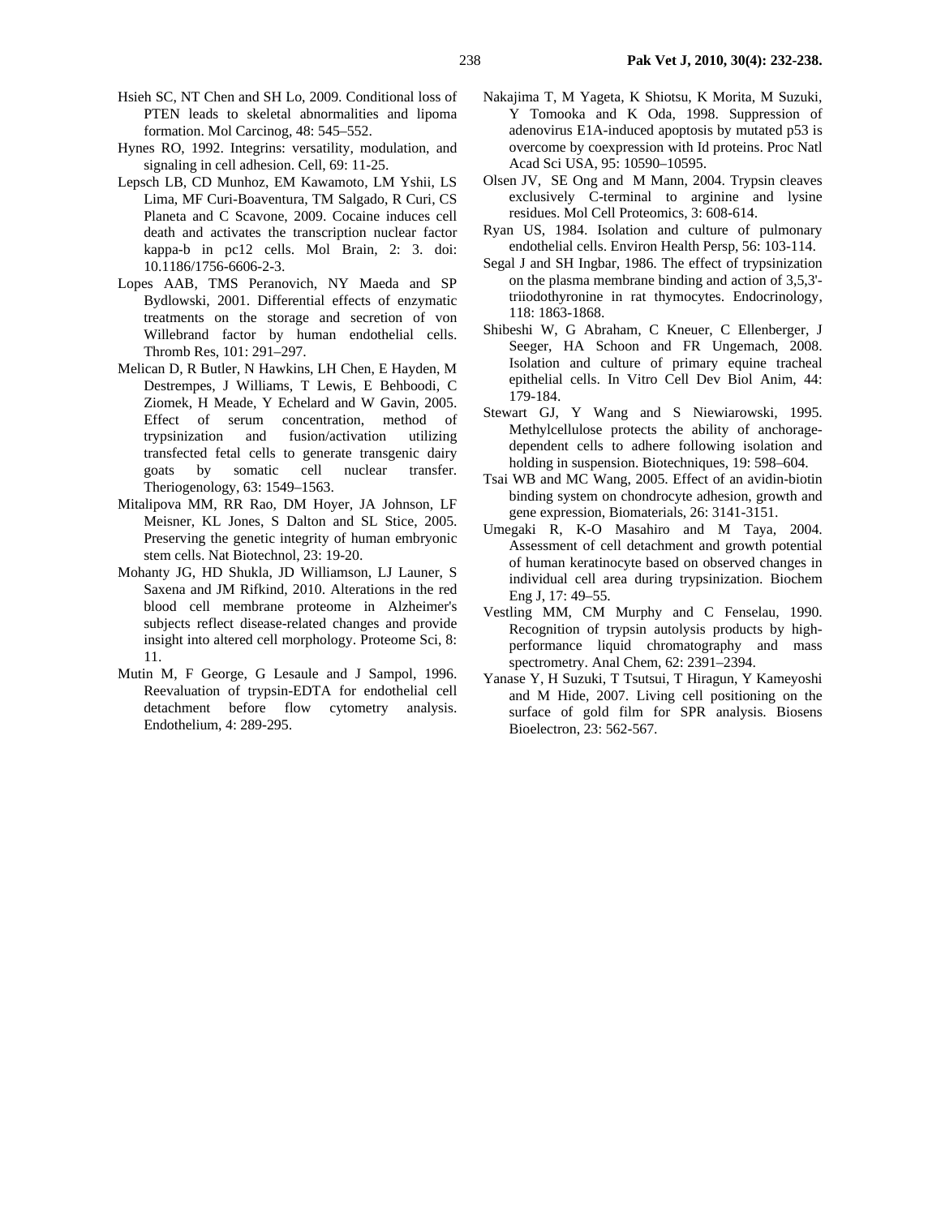Hsieh SC, NT Chen and SH Lo, 2009. Conditional loss of PTEN leads to skeletal abnormalities and lipoma formation. Mol Carcinog, 48: 545–552.

Hynes RO, 1992. Integrins: versatility, modulation, and signaling in cell adhesion. Cell, 69: 11-25.

Lepsch LB, CD Munhoz, EM Kawamoto, LM Yshii, LS Lima, MF Curi-Boaventura, TM Salgado, R Curi, CS Planeta and C Scavone, 2009. Cocaine induces cell death and activates the transcription nuclear factor kappa-b in pc12 cells. Mol Brain, 2: 3. doi: 10.1186/1756-6606-2-3.

Lopes AAB, TMS Peranovich, NY Maeda and SP Bydlowski, 2001. Differential effects of enzymatic treatments on the storage and secretion of von Willebrand factor by human endothelial cells. Thromb Res, 101: 291–297.

Melican D, R Butler, N Hawkins, LH Chen, E Hayden, M Destrempes, J Williams, T Lewis, E Behboodi, C Ziomek, H Meade, Y Echelard and W Gavin, 2005. Effect of serum concentration, method of trypsinization and fusion/activation utilizing transfected fetal cells to generate transgenic dairy goats by somatic cell nuclear transfer. Theriogenology, 63: 1549–1563.

Mitalipova MM, RR Rao, DM Hoyer, JA Johnson, LF Meisner, KL Jones, S Dalton and SL Stice, 2005. Preserving the genetic integrity of human embryonic stem cells. Nat Biotechnol, 23: 19-20.

Mohanty JG, HD Shukla, JD Williamson, LJ Launer, S Saxena and JM Rifkind, 2010. Alterations in the red blood cell membrane proteome in Alzheimer's subjects reflect disease-related changes and provide insight into altered cell morphology. Proteome Sci, 8: 11.

Mutin M, F George, G Lesaule and J Sampol, 1996. Reevaluation of trypsin-EDTA for endothelial cell detachment before flow cytometry analysis. Endothelium, 4: 289-295.

Nakajima T, M Yageta, K Shiotsu, K Morita, M Suzuki, Y Tomooka and K Oda, 1998. Suppression of adenovirus E1A-induced apoptosis by mutated p53 is overcome by coexpression with Id proteins. Proc Natl Acad Sci USA, 95: 10590–10595.

Olsen JV, SE Ong and M Mann, 2004. Trypsin cleaves exclusively C-terminal to arginine and lysine residues. Mol Cell Proteomics, 3: 608-614.

Ryan US, 1984. Isolation and culture of pulmonary endothelial cells. Environ Health Persp, 56: 103-114.

Segal J and SH Ingbar, 1986. The effect of trypsinization on the plasma membrane binding and action of 3,5,3'-triiodothyronine in rat thymocytes. Endocrinology, 118: 1863-1868.

Shibeshi W, G Abraham, C Kneuer, C Ellenberger, J Seeger, HA Schoon and FR Ungemach, 2008. Isolation and culture of primary equine tracheal epithelial cells. In Vitro Cell Dev Biol Anim, 44: 179-184.

Stewart GJ, Y Wang and S Niewiarowski, 1995. Methylcellulose protects the ability of anchorage-dependent cells to adhere following isolation and holding in suspension. Biotechniques, 19: 598–604.

Tsai WB and MC Wang, 2005. Effect of an avidin-biotin binding system on chondrocyte adhesion, growth and gene expression, Biomaterials, 26: 3141-3151.

Umegaki R, K-O Masahiro and M Taya, 2004. Assessment of cell detachment and growth potential of human keratinocyte based on observed changes in individual cell area during trypsinization. Biochem Eng J, 17: 49–55.

Vestling MM, CM Murphy and C Fenselau, 1990. Recognition of trypsin autolysis products by high-performance liquid chromatography and mass spectrometry. Anal Chem, 62: 2391–2394.

Yanase Y, H Suzuki, T Tsutsui, T Hiragun, Y Kameyoshi and M Hide, 2007. Living cell positioning on the surface of gold film for SPR analysis. Biosens Bioelectron, 23: 562-567.